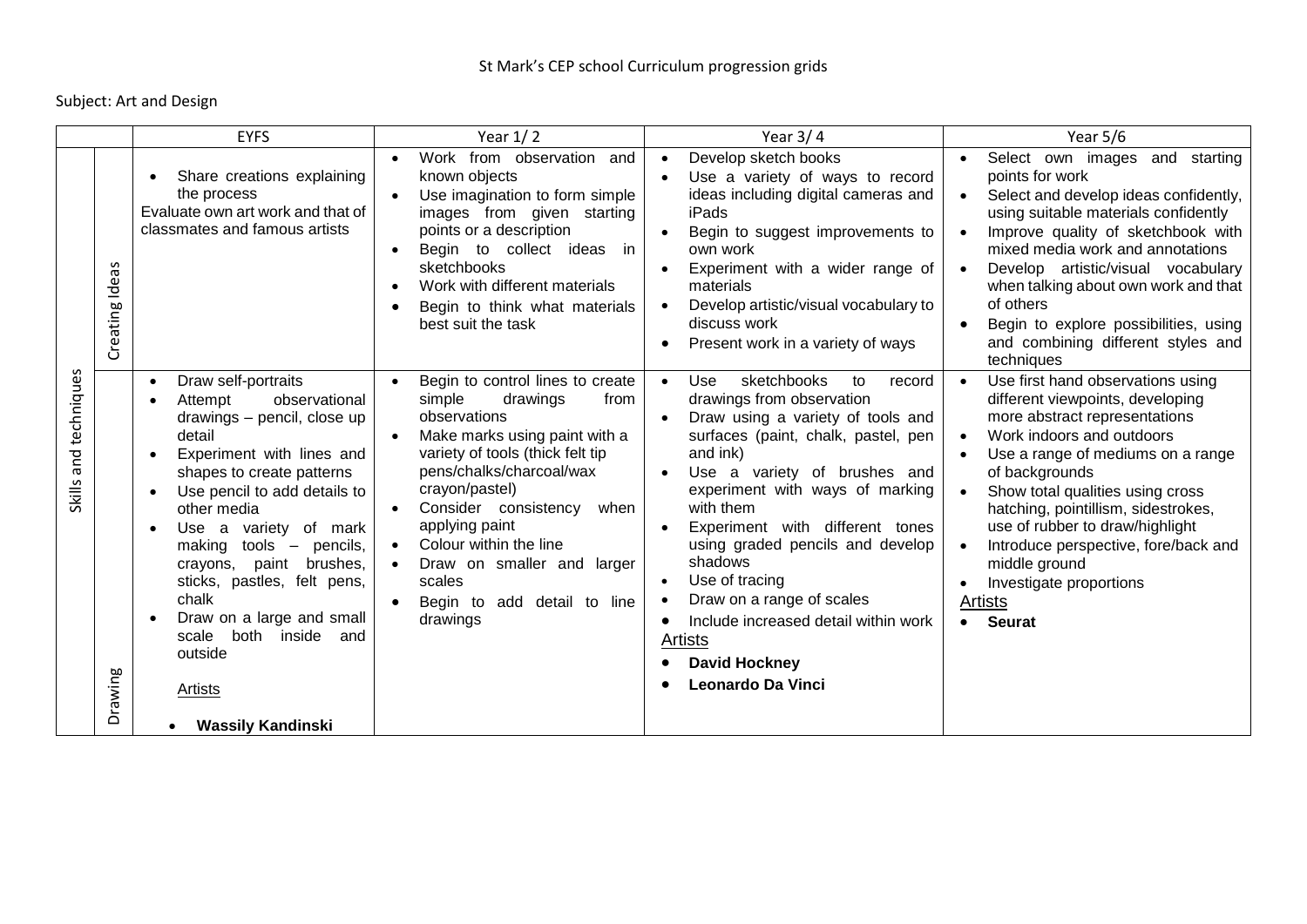St Mark's CEP school Curriculum progression grids

Subject: Art and Design

| | | EYFS | Year 1/ 2 | Year 3/ 4 | Year 5/6 |
|---|---|---|---|---|---|
| Skills and techniques | Creating Ideas | • Share creations explaining the process<br>Evaluate own art work and that of classmates and famous artists | • Work from observation and known objects<br>• Use imagination to form simple images from given starting points or a description<br>• Begin to collect ideas in sketchbooks<br>• Work with different materials<br>• Begin to think what materials best suit the task | • Develop sketch books<br>• Use a variety of ways to record ideas including digital cameras and iPads<br>• Begin to suggest improvements to own work<br>• Experiment with a wider range of materials<br>• Develop artistic/visual vocabulary to discuss work<br>• Present work in a variety of ways | • Select own images and starting points for work<br>• Select and develop ideas confidently, using suitable materials confidently<br>• Improve quality of sketchbook with mixed media work and annotations<br>• Develop artistic/visual vocabulary when talking about own work and that of others<br>• Begin to explore possibilities, using and combining different styles and techniques |
| | Drawing | • Draw self-portraits<br>• Attempt observational drawings – pencil, close up detail<br>• Experiment with lines and shapes to create patterns<br>• Use pencil to add details to other media<br>• Use a variety of mark making tools – pencils, crayons, paint brushes, sticks, pastles, felt pens, chalk<br>• Draw on a large and small scale both inside and outside<br><br>Artists<br><br>• **Wassily Kandinski** | • Begin to control lines to create simple drawings from observations<br>• Make marks using paint with a variety of tools (thick felt tip pens/chalks/charcoal/wax crayon/pastel)<br>• Consider consistency when applying paint<br>• Colour within the line<br>• Draw on smaller and larger scales<br>• Begin to add detail to line drawings | • Use sketchbooks to record drawings from observation<br>• Draw using a variety of tools and surfaces (paint, chalk, pastel, pen and ink)<br>• Use a variety of brushes and experiment with ways of marking with them<br>• Experiment with different tones using graded pencils and develop shadows<br>• Use of tracing<br>• Draw on a range of scales<br>• Include increased detail within work<br>Artists<br>• **David Hockney**<br>• **Leonardo Da Vinci** | • Use first hand observations using different viewpoints, developing more abstract representations<br>• Work indoors and outdoors<br>• Use a range of mediums on a range of backgrounds<br>• Show total qualities using cross hatching, pointillism, sidestrokes, use of rubber to draw/highlight<br>• Introduce perspective, fore/back and middle ground<br>• Investigate proportions<br>Artists<br>• **Seurat** |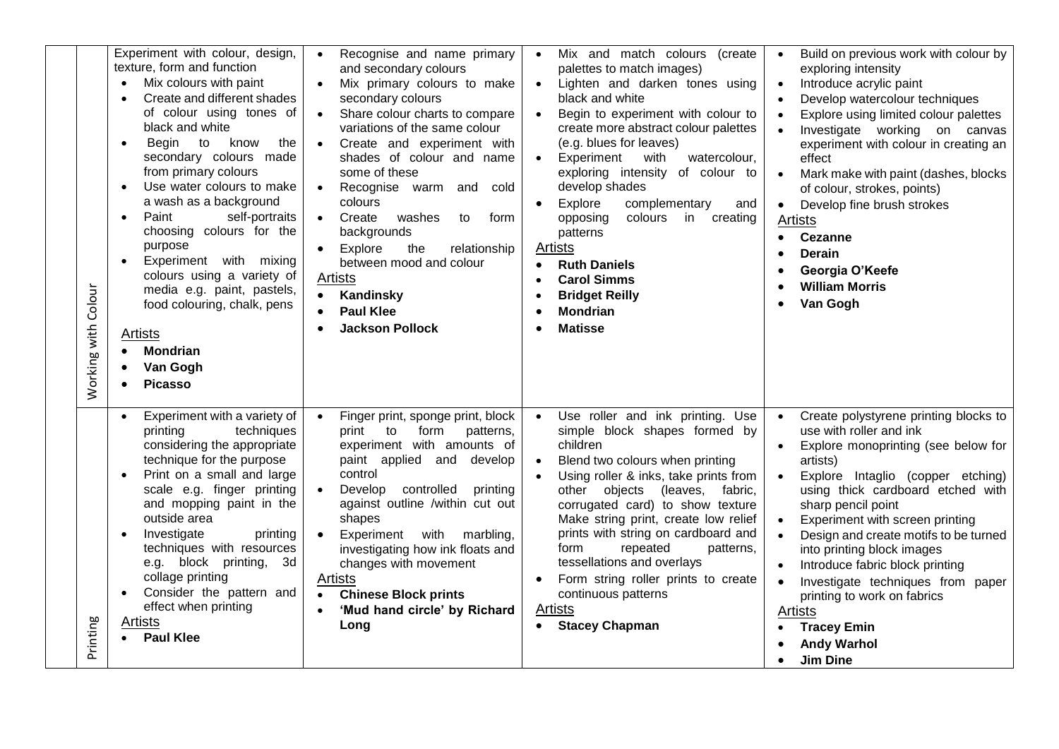| | | | | | |
|---|---|---|---|---|---|
| | Working with Colour | Experiment with colour, design, texture, form and function<br>• Mix colours with paint<br>• Create and different shades of colour using tones of black and white<br>• Begin to know the secondary colours made from primary colours<br>• Use water colours to make a wash as a background<br>• Paint self-portraits choosing colours for the purpose<br>• Experiment with mixing colours using a variety of media e.g. paint, pastels, food colouring, chalk, pens<br><br>Artists<br>• **Mondrian**<br>• **Van Gogh**<br>• **Picasso** | • Recognise and name primary and secondary colours<br>• Mix primary colours to make secondary colours<br>• Share colour charts to compare variations of the same colour<br>• Create and experiment with shades of colour and name some of these<br>• Recognise warm and cold colours<br>• Create washes to form backgrounds<br>• Explore the relationship between mood and colour<br>Artists<br>• **Kandinsky**<br>• **Paul Klee**<br>• **Jackson Pollock** | • Mix and match colours (create palettes to match images)<br>• Lighten and darken tones using black and white<br>• Begin to experiment with colour to create more abstract colour palettes (e.g. blues for leaves)<br>• Experiment with watercolour, exploring intensity of colour to develop shades<br>• Explore complementary and opposing colours in creating patterns<br>Artists<br>• **Ruth Daniels**<br>• **Carol Simms**<br>• **Bridget Reilly**<br>• **Mondrian**<br>• **Matisse** | • Build on previous work with colour by exploring intensity<br>• Introduce acrylic paint<br>• Develop watercolour techniques<br>• Explore using limited colour palettes<br>• Investigate working on canvas experiment with colour in creating an effect<br>• Mark make with paint (dashes, blocks of colour, strokes, points)<br>• Develop fine brush strokes<br>Artists<br>• **Cezanne**<br>• **Derain**<br>• **Georgia O'Keefe**<br>• **William Morris**<br>• **Van Gogh** |
| | Printing | • Experiment with a variety of printing techniques considering the appropriate technique for the purpose<br>• Print on a small and large scale e.g. finger printing and mopping paint in the outside area<br>• Investigate printing techniques with resources e.g. block printing, 3d collage printing<br>• Consider the pattern and effect when printing<br>Artists<br>• **Paul Klee** | • Finger print, sponge print, block print to form patterns, experiment with amounts of paint applied and develop control<br>• Develop controlled printing against outline /within cut out shapes<br>• Experiment with marbling, investigating how ink floats and changes with movement<br>Artists<br>• **Chinese Block prints**<br>• **'Mud hand circle' by Richard Long** | • Use roller and ink printing. Use simple block shapes formed by children<br>• Blend two colours when printing<br>• Using roller & inks, take prints from other objects (leaves, fabric, corrugated card) to show texture Make string print, create low relief prints with string on cardboard and form repeated patterns, tessellations and overlays<br>• Form string roller prints to create continuous patterns<br>Artists<br>• **Stacey Chapman** | • Create polystyrene printing blocks to use with roller and ink<br>• Explore monoprinting (see below for artists)<br>• Explore Intaglio (copper etching) using thick cardboard etched with sharp pencil point<br>• Experiment with screen printing<br>• Design and create motifs to be turned into printing block images<br>• Introduce fabric block printing<br>• Investigate techniques from paper printing to work on fabrics<br>Artists<br>• **Tracey Emin**<br>• **Andy Warhol**<br>• **Jim Dine** |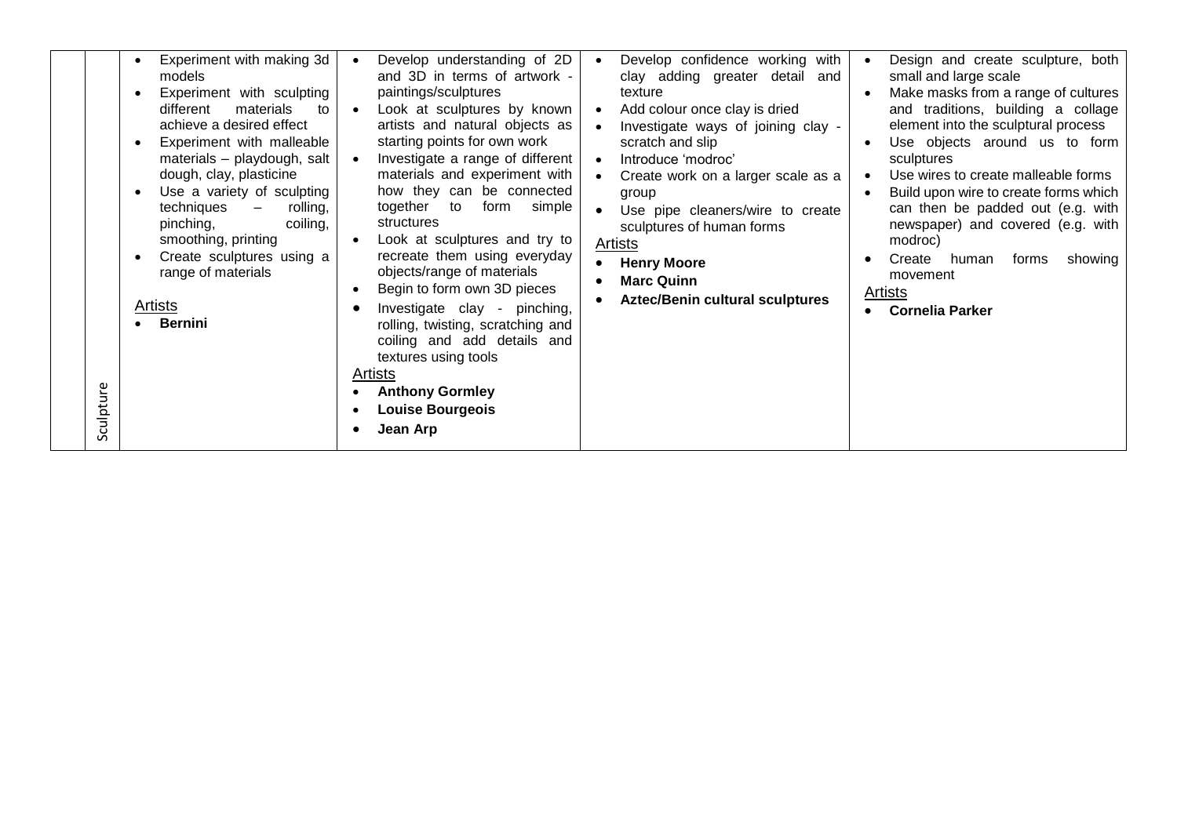| | | | | | |
|---|---|---|---|---|---|
| | Sculpture | • Experiment with making 3d models<br>• Experiment with sculpting different materials to achieve a desired effect<br>• Experiment with malleable materials – playdough, salt dough, clay, plasticine<br>• Use a variety of sculpting techniques – rolling, pinching, coiling, smoothing, printing<br>• Create sculptures using a range of materials<br><br>Artists<br>• **Bernini** | • Develop understanding of 2D and 3D in terms of artwork - paintings/sculptures<br>• Look at sculptures by known artists and natural objects as starting points for own work<br>• Investigate a range of different materials and experiment with how they can be connected together to form simple structures<br>• Look at sculptures and try to recreate them using everyday objects/range of materials<br>• Begin to form own 3D pieces<br>• Investigate clay - pinching, rolling, twisting, scratching and coiling and add details and textures using tools<br><br>Artists<br>• **Anthony Gormley**<br>• **Louise Bourgeois**<br>• **Jean Arp** | • Develop confidence working with clay adding greater detail and texture<br>• Add colour once clay is dried<br>• Investigate ways of joining clay - scratch and slip<br>• Introduce 'modroc'<br>• Create work on a larger scale as a group<br>• Use pipe cleaners/wire to create sculptures of human forms<br><br>Artists<br>• **Henry Moore**<br>• **Marc Quinn**<br>• **Aztec/Benin cultural sculptures** | • Design and create sculpture, both small and large scale<br>• Make masks from a range of cultures and traditions, building a collage element into the sculptural process<br>• Use objects around us to form sculptures<br>• Use wires to create malleable forms<br>• Build upon wire to create forms which can then be padded out (e.g. with newspaper) and covered (e.g. with modroc)<br>• Create human forms showing movement<br><br>Artists<br>• **Cornelia Parker** |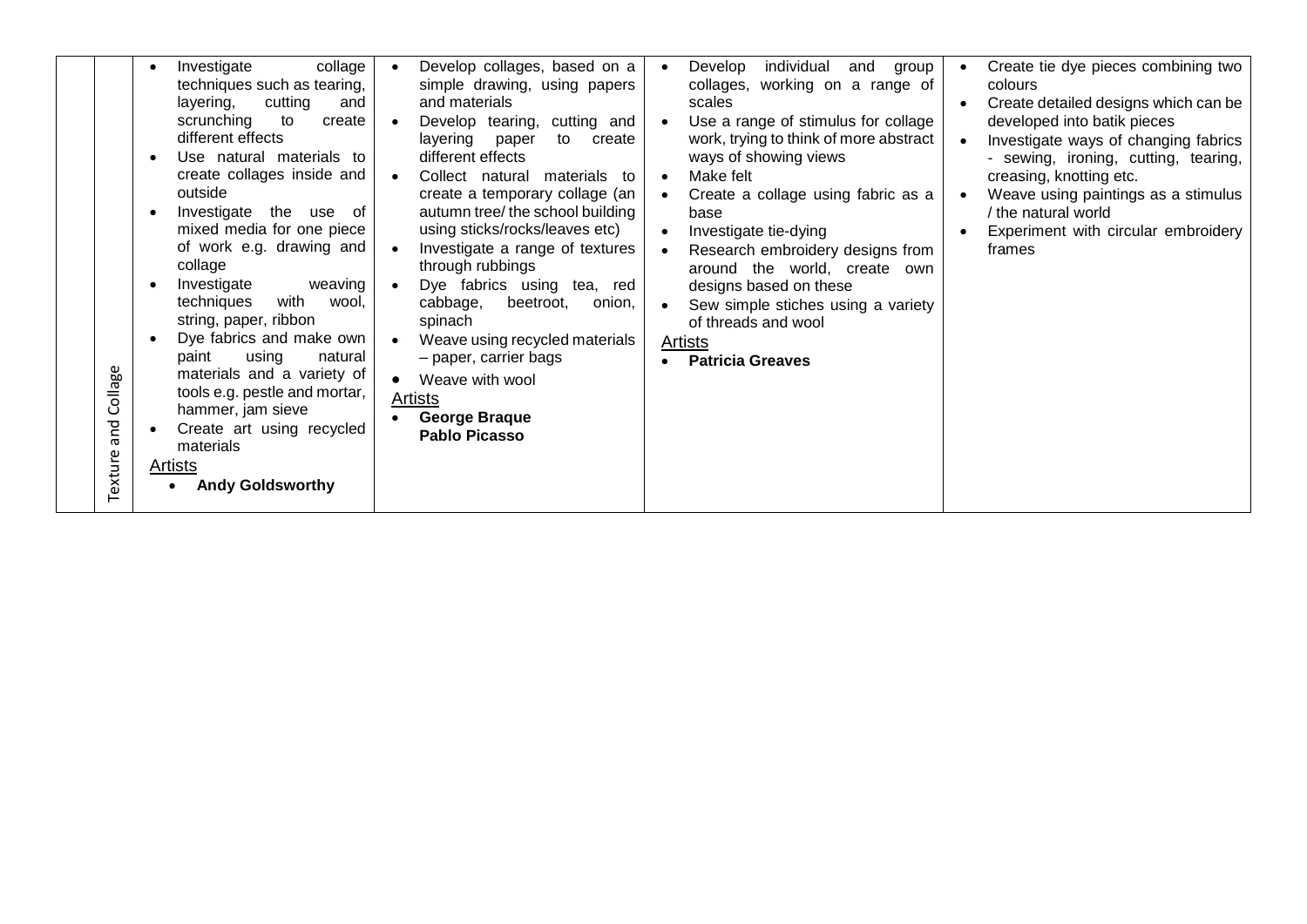| | | | | | |
|---|---|---|---|---|---|
| | Texture and Collage | • Investigate collage techniques such as tearing, layering, cutting and scrunching to create different effects<br>• Use natural materials to create collages inside and outside<br>• Investigate the use of mixed media for one piece of work e.g. drawing and collage<br>• Investigate weaving techniques with wool, string, paper, ribbon<br>• Dye fabrics and make own paint using natural materials and a variety of tools e.g. pestle and mortar, hammer, jam sieve<br>• Create art using recycled materials<br>Artists<br>• **Andy Goldsworthy** | • Develop collages, based on a simple drawing, using papers and materials<br>• Develop tearing, cutting and layering paper to create different effects<br>• Collect natural materials to create a temporary collage (an autumn tree/ the school building using sticks/rocks/leaves etc)<br>• Investigate a range of textures through rubbings<br>• Dye fabrics using tea, red cabbage, beetroot, onion, spinach<br>• Weave using recycled materials – paper, carrier bags<br>• Weave with wool<br>Artists<br>• **George Braque** **Pablo Picasso** | • Develop individual and group collages, working on a range of scales<br>• Use a range of stimulus for collage work, trying to think of more abstract ways of showing views<br>• Make felt<br>• Create a collage using fabric as a base<br>• Investigate tie-dying<br>• Research embroidery designs from around the world, create own designs based on these<br>• Sew simple stiches using a variety of threads and wool<br>Artists<br>• **Patricia Greaves** | • Create tie dye pieces combining two colours<br>• Create detailed designs which can be developed into batik pieces<br>• Investigate ways of changing fabrics - sewing, ironing, cutting, tearing, creasing, knotting etc.<br>• Weave using paintings as a stimulus / the natural world<br>• Experiment with circular embroidery frames |